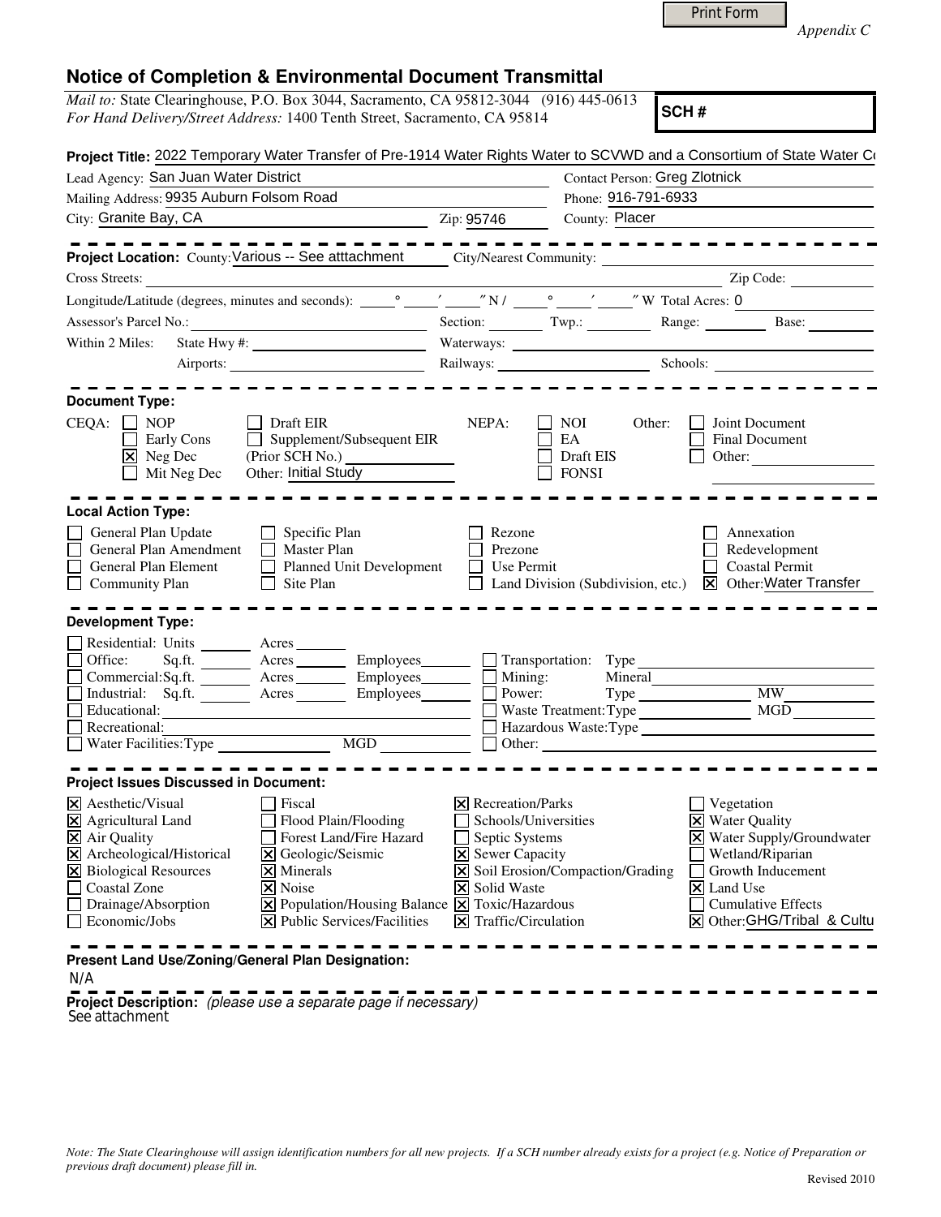Print Form

*Appendix C*

## Notice of Completion & Environmental Document Transmittal

*Mail to:* State Clearinghouse, P.O. Box 3044, Sacramento, CA 95812-3044 (916) 445-0613
*For Hand Delivery/Street Address:* 1400 Tenth Street, Sacramento, CA 95814

**SCH #**

**Project Title:** 2022 Temporary Water Transfer of Pre-1914 Water Rights Water to SCVWD and a Consortium of State Water Co

Lead Agency: San Juan Water District
Contact Person: Greg Zlotnick
Mailing Address: 9935 Auburn Folsom Road
Phone: 916-791-6933
City: Granite Bay, CA
Zip: 95746
County: Placer

---

**Project Location:** County: Various -- See atttachment City/Nearest Community:
Cross Streets: Zip Code:
Longitude/Latitude (degrees, minutes and seconds): ° ′ ″ N / ° ′ ″ W Total Acres: 0
Assessor's Parcel No.: Section: Twp.: Range: Base:
Within 2 Miles: State Hwy #: Waterways:
Airports: Railways: Schools:

---

**Document Type:**

CEQA:
- [ ] NOP
- [ ] Early Cons
- [x] Neg Dec
- [ ] Mit Neg Dec
- [ ] Draft EIR
- [ ] Supplement/Subsequent EIR (Prior SCH No.)
- Other: Initial Study

NEPA:
- [ ] NOI
- [ ] EA
- [ ] Draft EIS
- [ ] FONSI

Other:
- [ ] Joint Document
- [ ] Final Document
- [ ] Other:

---

**Local Action Type:**

- [ ] General Plan Update
- [ ] General Plan Amendment
- [ ] General Plan Element
- [ ] Community Plan
- [ ] Specific Plan
- [ ] Master Plan
- [ ] Planned Unit Development
- [ ] Site Plan
- [ ] Rezone
- [ ] Prezone
- [ ] Use Permit
- [ ] Land Division (Subdivision, etc.)
- [ ] Annexation
- [ ] Redevelopment
- [ ] Coastal Permit
- [x] Other: Water Transfer

---

**Development Type:**

- [ ] Residential: Units Acres
- [ ] Office: Sq.ft. Acres Employees
- [ ] Commercial: Sq.ft. Acres Employees
- [ ] Industrial: Sq.ft. Acres Employees
- [ ] Educational:
- [ ] Recreational:
- [ ] Water Facilities: Type MGD
- [ ] Transportation: Type
- [ ] Mining: Mineral
- [ ] Power: Type MW
- [ ] Waste Treatment: Type MGD
- [ ] Hazardous Waste: Type
- [ ] Other:

---

**Project Issues Discussed in Document:**

- [x] Aesthetic/Visual
- [x] Agricultural Land
- [x] Air Quality
- [x] Archeological/Historical
- [x] Biological Resources
- [ ] Coastal Zone
- [ ] Drainage/Absorption
- [ ] Economic/Jobs
- [ ] Fiscal
- [ ] Flood Plain/Flooding
- [ ] Forest Land/Fire Hazard
- [x] Geologic/Seismic
- [x] Minerals
- [x] Noise
- [x] Population/Housing Balance
- [x] Public Services/Facilities
- [x] Recreation/Parks
- [ ] Schools/Universities
- [ ] Septic Systems
- [x] Sewer Capacity
- [x] Soil Erosion/Compaction/Grading
- [x] Solid Waste
- [x] Toxic/Hazardous
- [x] Traffic/Circulation
- [ ] Vegetation
- [x] Water Quality
- [x] Water Supply/Groundwater
- [ ] Wetland/Riparian
- [ ] Growth Inducement
- [x] Land Use
- [ ] Cumulative Effects
- [x] Other: GHG/Tribal & Cultu

---

**Present Land Use/Zoning/General Plan Designation:**
N/A

---

**Project Description:** *(please use a separate page if necessary)*
See attachment

*Note: The State Clearinghouse will assign identification numbers for all new projects. If a SCH number already exists for a project (e.g. Notice of Preparation or previous draft document) please fill in.*

Revised 2010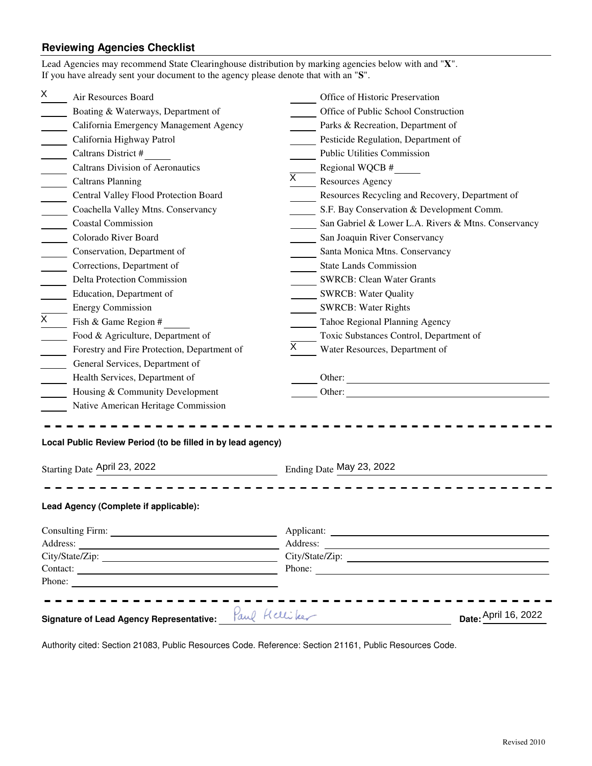## Reviewing Agencies Checklist

Lead Agencies may recommend State Clearinghouse distribution by marking agencies below with and "**X**".
If you have already sent your document to the agency please denote that with an "**S**".

X Air Resources Board
___ Boating & Waterways, Department of
___ California Emergency Management Agency
___ California Highway Patrol
___ Caltrans District # ___
___ Caltrans Division of Aeronautics
___ Caltrans Planning
___ Central Valley Flood Protection Board
___ Coachella Valley Mtns. Conservancy
___ Coastal Commission
___ Colorado River Board
___ Conservation, Department of
___ Corrections, Department of
___ Delta Protection Commission
___ Education, Department of
___ Energy Commission
X Fish & Game Region # ___
___ Food & Agriculture, Department of
___ Forestry and Fire Protection, Department of
___ General Services, Department of
___ Health Services, Department of
___ Housing & Community Development
___ Native American Heritage Commission
___ Office of Historic Preservation
___ Office of Public School Construction
___ Parks & Recreation, Department of
___ Pesticide Regulation, Department of
___ Public Utilities Commission
___ Regional WQCB # ___
X Resources Agency
___ Resources Recycling and Recovery, Department of
___ S.F. Bay Conservation & Development Comm.
___ San Gabriel & Lower L.A. Rivers & Mtns. Conservancy
___ San Joaquin River Conservancy
___ Santa Monica Mtns. Conservancy
___ State Lands Commission
___ SWRCB: Clean Water Grants
___ SWRCB: Water Quality
___ SWRCB: Water Rights
___ Tahoe Regional Planning Agency
___ Toxic Substances Control, Department of
X Water Resources, Department of

___ Other: ___
___ Other: ___

**Local Public Review Period (to be filled in by lead agency)**

Starting Date April 23, 2022 Ending Date May 23, 2022

**Lead Agency (Complete if applicable):**

Consulting Firm: ___
Address: ___
City/State/Zip: ___
Contact: ___
Phone: ___

Applicant: ___
Address: ___
City/State/Zip: ___
Phone: ___

**Signature of Lead Agency Representative:** Paul Helliker **Date:** April 16, 2022

Authority cited: Section 21083, Public Resources Code. Reference: Section 21161, Public Resources Code.

Revised 2010